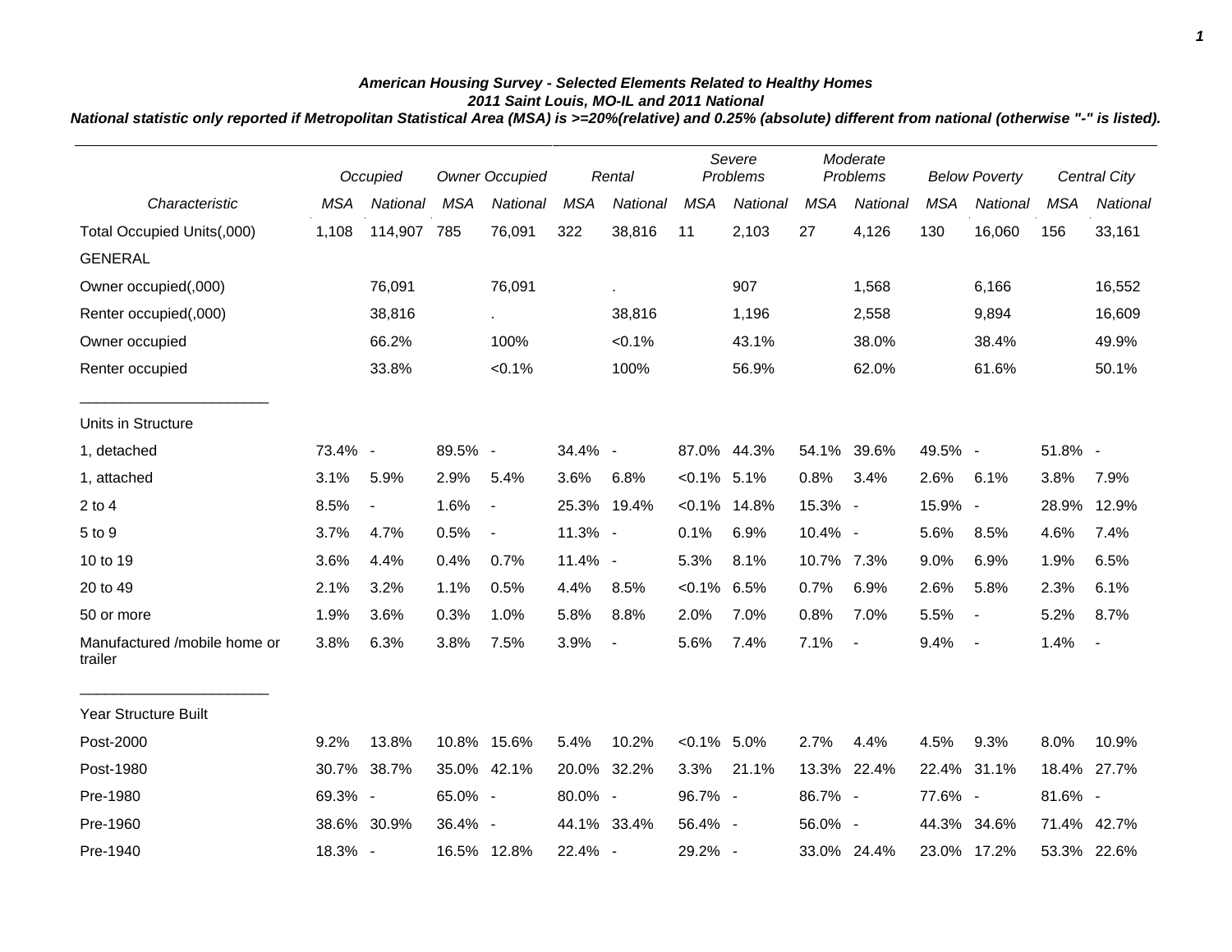# American Housing Survey - Selected Elements Related to Healthy Homes

## 2011 Saint Louis, MO-IL and 2011 National

**National statistic only reported if Metropolitan Statistical Area (MSA) is >=20%(relative) and 0.25% (absolute) different from national (otherwise "-" is listed).**

| | Occupied | | Owner Occupied | | Rental | | Severe Problems | | Moderate Problems | | Below Poverty | | Central City | |
|---|---|---|---|---|---|---|---|---|---|---|---|---|---|---|
| Characteristic | MSA | National | MSA | National | MSA | National | MSA | National | MSA | National | MSA | National | MSA | National |
| Total Occupied Units(,000) | 1,108 | 114,907 | 785 | 76,091 | 322 | 38,816 | 11 | 2,103 | 27 | 4,126 | 130 | 16,060 | 156 | 33,161 |
| GENERAL | | | | | | | | | | | | | | |
| Owner occupied(,000) | | 76,091 | | 76,091 | | . | | 907 | | 1,568 | | 6,166 | | 16,552 |
| Renter occupied(,000) | | 38,816 | | . | | 38,816 | | 1,196 | | 2,558 | | 9,894 | | 16,609 |
| Owner occupied | | 66.2% | | 100% | | <0.1% | | 43.1% | | 38.0% | | 38.4% | | 49.9% |
| Renter occupied | | 33.8% | | <0.1% | | 100% | | 56.9% | | 62.0% | | 61.6% | | 50.1% |
| Units in Structure | | | | | | | | | | | | | | |
| 1, detached | 73.4% | - | 89.5% | - | 34.4% | - | 87.0% | 44.3% | 54.1% | 39.6% | 49.5% | - | 51.8% | - |
| 1, attached | 3.1% | 5.9% | 2.9% | 5.4% | 3.6% | 6.8% | <0.1% | 5.1% | 0.8% | 3.4% | 2.6% | 6.1% | 3.8% | 7.9% |
| 2 to 4 | 8.5% | - | 1.6% | - | 25.3% | 19.4% | <0.1% | 14.8% | 15.3% | - | 15.9% | - | 28.9% | 12.9% |
| 5 to 9 | 3.7% | 4.7% | 0.5% | - | 11.3% | - | 0.1% | 6.9% | 10.4% | - | 5.6% | 8.5% | 4.6% | 7.4% |
| 10 to 19 | 3.6% | 4.4% | 0.4% | 0.7% | 11.4% | - | 5.3% | 8.1% | 10.7% | 7.3% | 9.0% | 6.9% | 1.9% | 6.5% |
| 20 to 49 | 2.1% | 3.2% | 1.1% | 0.5% | 4.4% | 8.5% | <0.1% | 6.5% | 0.7% | 6.9% | 2.6% | 5.8% | 2.3% | 6.1% |
| 50 or more | 1.9% | 3.6% | 0.3% | 1.0% | 5.8% | 8.8% | 2.0% | 7.0% | 0.8% | 7.0% | 5.5% | - | 5.2% | 8.7% |
| Manufactured /mobile home or trailer | 3.8% | 6.3% | 3.8% | 7.5% | 3.9% | - | 5.6% | 7.4% | 7.1% | - | 9.4% | - | 1.4% | - |
| Year Structure Built | | | | | | | | | | | | | | |
| Post-2000 | 9.2% | 13.8% | 10.8% | 15.6% | 5.4% | 10.2% | <0.1% | 5.0% | 2.7% | 4.4% | 4.5% | 9.3% | 8.0% | 10.9% |
| Post-1980 | 30.7% | 38.7% | 35.0% | 42.1% | 20.0% | 32.2% | 3.3% | 21.1% | 13.3% | 22.4% | 22.4% | 31.1% | 18.4% | 27.7% |
| Pre-1980 | 69.3% | - | 65.0% | - | 80.0% | - | 96.7% | - | 86.7% | - | 77.6% | - | 81.6% | - |
| Pre-1960 | 38.6% | 30.9% | 36.4% | - | 44.1% | 33.4% | 56.4% | - | 56.0% | - | 44.3% | 34.6% | 71.4% | 42.7% |
| Pre-1940 | 18.3% | - | 16.5% | 12.8% | 22.4% | - | 29.2% | - | 33.0% | 24.4% | 23.0% | 17.2% | 53.3% | 22.6% |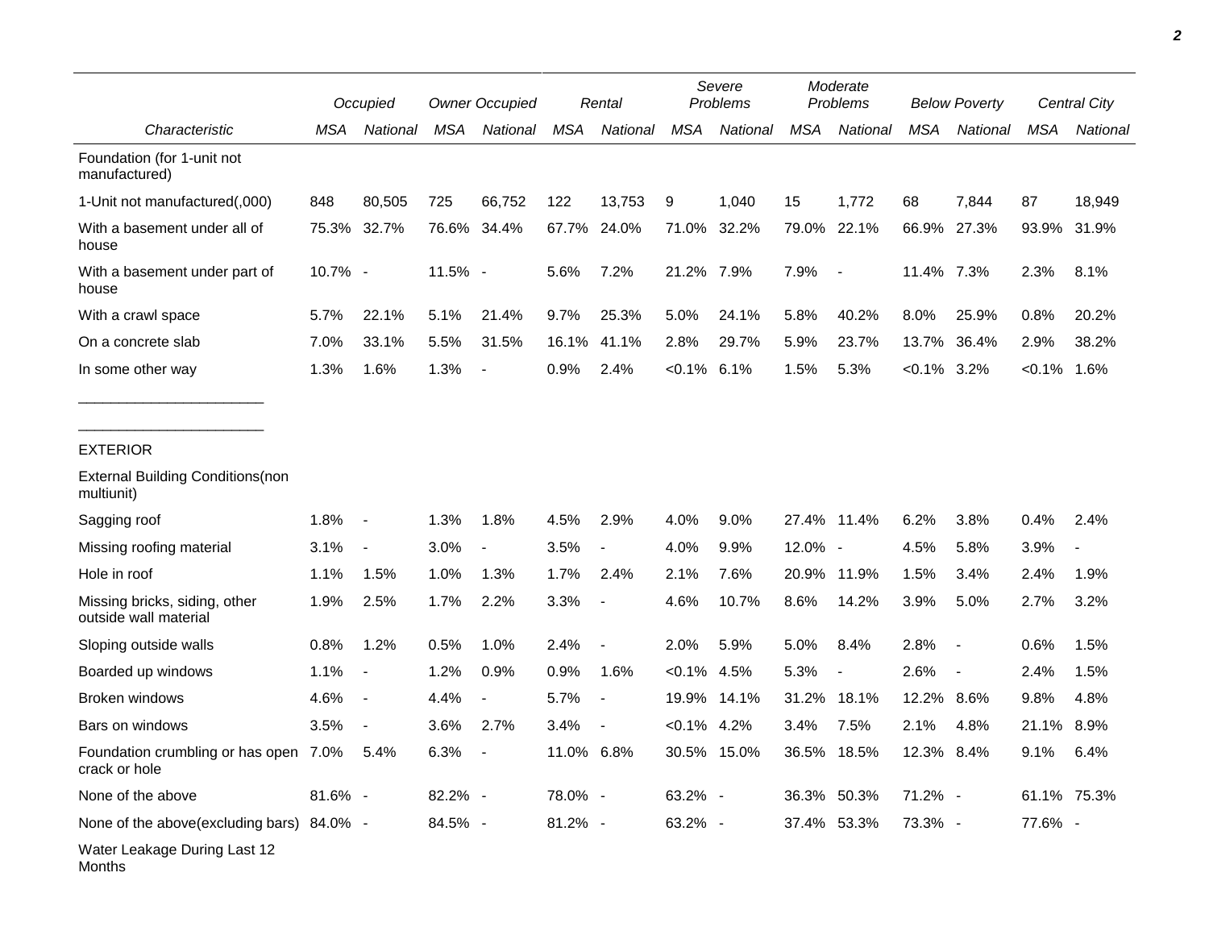| Characteristic | Occupied | | Owner Occupied | | Rental | | Severe Problems | | Moderate Problems | | Below Poverty | | Central City | |
|---|---|---|---|---|---|---|---|---|---|---|---|---|---|---|
| | MSA | National | MSA | National | MSA | National | MSA | National | MSA | National | MSA | National | MSA | National |
| Foundation (for 1-unit not manufactured) | | | | | | | | | | | | | | |
| 1-Unit not manufactured(,000) | 848 | 80,505 | 725 | 66,752 | 122 | 13,753 | 9 | 1,040 | 15 | 1,772 | 68 | 7,844 | 87 | 18,949 |
| With a basement under all of house | 75.3% | 32.7% | 76.6% | 34.4% | 67.7% | 24.0% | 71.0% | 32.2% | 79.0% | 22.1% | 66.9% | 27.3% | 93.9% | 31.9% |
| With a basement under part of house | 10.7% | - | 11.5% | - | 5.6% | 7.2% | 21.2% | 7.9% | 7.9% | - | 11.4% | 7.3% | 2.3% | 8.1% |
| With a crawl space | 5.7% | 22.1% | 5.1% | 21.4% | 9.7% | 25.3% | 5.0% | 24.1% | 5.8% | 40.2% | 8.0% | 25.9% | 0.8% | 20.2% |
| On a concrete slab | 7.0% | 33.1% | 5.5% | 31.5% | 16.1% | 41.1% | 2.8% | 29.7% | 5.9% | 23.7% | 13.7% | 36.4% | 2.9% | 38.2% |
| In some other way | 1.3% | 1.6% | 1.3% | - | 0.9% | 2.4% | <0.1% | 6.1% | 1.5% | 5.3% | <0.1% | 3.2% | <0.1% | 1.6% |
| EXTERIOR | | | | | | | | | | | | | | |
| External Building Conditions(non multiunit) | | | | | | | | | | | | | | |
| Sagging roof | 1.8% | - | 1.3% | 1.8% | 4.5% | 2.9% | 4.0% | 9.0% | 27.4% | 11.4% | 6.2% | 3.8% | 0.4% | 2.4% |
| Missing roofing material | 3.1% | - | 3.0% | - | 3.5% | - | 4.0% | 9.9% | 12.0% | - | 4.5% | 5.8% | 3.9% | - |
| Hole in roof | 1.1% | 1.5% | 1.0% | 1.3% | 1.7% | 2.4% | 2.1% | 7.6% | 20.9% | 11.9% | 1.5% | 3.4% | 2.4% | 1.9% |
| Missing bricks, siding, other outside wall material | 1.9% | 2.5% | 1.7% | 2.2% | 3.3% | - | 4.6% | 10.7% | 8.6% | 14.2% | 3.9% | 5.0% | 2.7% | 3.2% |
| Sloping outside walls | 0.8% | 1.2% | 0.5% | 1.0% | 2.4% | - | 2.0% | 5.9% | 5.0% | 8.4% | 2.8% | - | 0.6% | 1.5% |
| Boarded up windows | 1.1% | - | 1.2% | 0.9% | 0.9% | 1.6% | <0.1% | 4.5% | 5.3% | - | 2.6% | - | 2.4% | 1.5% |
| Broken windows | 4.6% | - | 4.4% | - | 5.7% | - | 19.9% | 14.1% | 31.2% | 18.1% | 12.2% | 8.6% | 9.8% | 4.8% |
| Bars on windows | 3.5% | - | 3.6% | 2.7% | 3.4% | - | <0.1% | 4.2% | 3.4% | 7.5% | 2.1% | 4.8% | 21.1% | 8.9% |
| Foundation crumbling or has open crack or hole | 7.0% | 5.4% | 6.3% | - | 11.0% | 6.8% | 30.5% | 15.0% | 36.5% | 18.5% | 12.3% | 8.4% | 9.1% | 6.4% |
| None of the above | 81.6% | - | 82.2% | - | 78.0% | - | 63.2% | - | 36.3% | 50.3% | 71.2% | - | 61.1% | 75.3% |
| None of the above(excluding bars) | 84.0% | - | 84.5% | - | 81.2% | - | 63.2% | - | 37.4% | 53.3% | 73.3% | - | 77.6% | - |
| Water Leakage During Last 12 Months | | | | | | | | | | | | | | |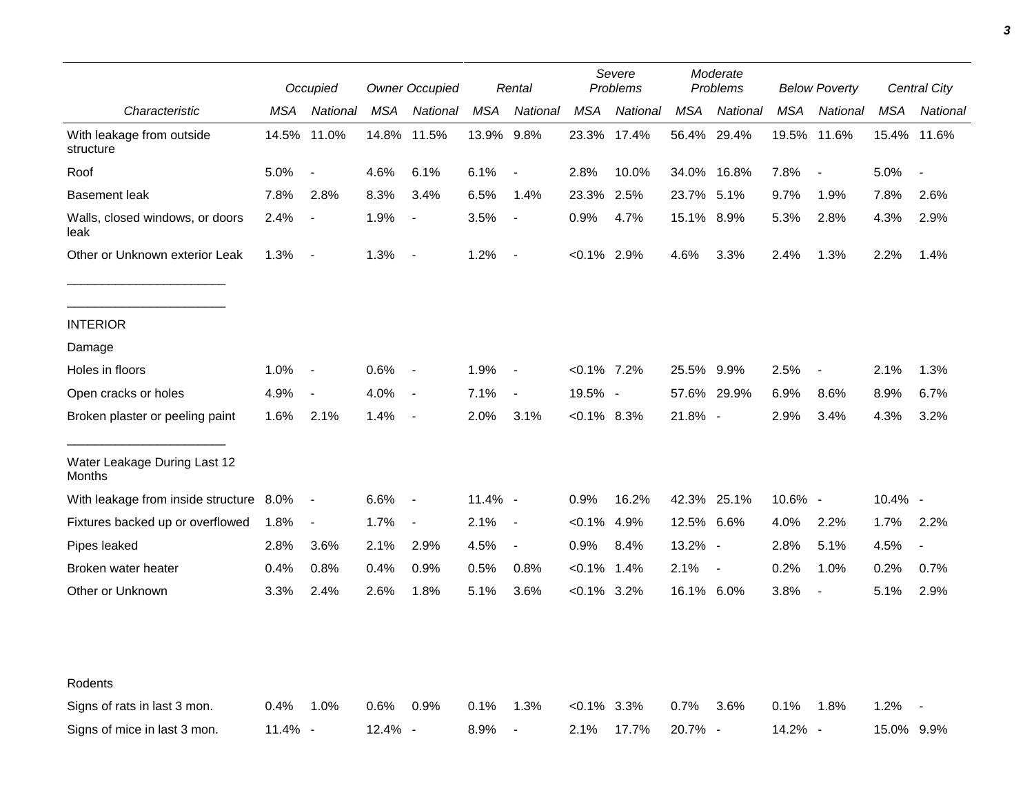| | Occupied | | Owner Occupied | | Rental | | Severe Problems | | Moderate Problems | | Below Poverty | | Central City | |
|---|---|---|---|---|---|---|---|---|---|---|---|---|---|---|
| Characteristic | MSA | National | MSA | National | MSA | National | MSA | National | MSA | National | MSA | National | MSA | National |
| With leakage from outside structure | 14.5% | 11.0% | 14.8% | 11.5% | 13.9% | 9.8% | 23.3% | 17.4% | 56.4% | 29.4% | 19.5% | 11.6% | 15.4% | 11.6% |
| Roof | 5.0% | - | 4.6% | 6.1% | 6.1% | - | 2.8% | 10.0% | 34.0% | 16.8% | 7.8% | - | 5.0% | - |
| Basement leak | 7.8% | 2.8% | 8.3% | 3.4% | 6.5% | 1.4% | 23.3% | 2.5% | 23.7% | 5.1% | 9.7% | 1.9% | 7.8% | 2.6% |
| Walls, closed windows, or doors leak | 2.4% | - | 1.9% | - | 3.5% | - | 0.9% | 4.7% | 15.1% | 8.9% | 5.3% | 2.8% | 4.3% | 2.9% |
| Other or Unknown exterior Leak | 1.3% | - | 1.3% | - | 1.2% | - | <0.1% | 2.9% | 4.6% | 3.3% | 2.4% | 1.3% | 2.2% | 1.4% |
| INTERIOR | | | | | | | | | | | | | | |
| Damage | | | | | | | | | | | | | | |
| Holes in floors | 1.0% | - | 0.6% | - | 1.9% | - | <0.1% | 7.2% | 25.5% | 9.9% | 2.5% | - | 2.1% | 1.3% |
| Open cracks or holes | 4.9% | - | 4.0% | - | 7.1% | - | 19.5% | - | 57.6% | 29.9% | 6.9% | 8.6% | 8.9% | 6.7% |
| Broken plaster or peeling paint | 1.6% | 2.1% | 1.4% | - | 2.0% | 3.1% | <0.1% | 8.3% | 21.8% | - | 2.9% | 3.4% | 4.3% | 3.2% |
| Water Leakage During Last 12 Months | | | | | | | | | | | | | | |
| With leakage from inside structure | 8.0% | - | 6.6% | - | 11.4% | - | 0.9% | 16.2% | 42.3% | 25.1% | 10.6% | - | 10.4% | - |
| Fixtures backed up or overflowed | 1.8% | - | 1.7% | - | 2.1% | - | <0.1% | 4.9% | 12.5% | 6.6% | 4.0% | 2.2% | 1.7% | 2.2% |
| Pipes leaked | 2.8% | 3.6% | 2.1% | 2.9% | 4.5% | - | 0.9% | 8.4% | 13.2% | - | 2.8% | 5.1% | 4.5% | - |
| Broken water heater | 0.4% | 0.8% | 0.4% | 0.9% | 0.5% | 0.8% | <0.1% | 1.4% | 2.1% | - | 0.2% | 1.0% | 0.2% | 0.7% |
| Other or Unknown | 3.3% | 2.4% | 2.6% | 1.8% | 5.1% | 3.6% | <0.1% | 3.2% | 16.1% | 6.0% | 3.8% | - | 5.1% | 2.9% |
| Rodents | | | | | | | | | | | | | | |
| Signs of rats in last 3 mon. | 0.4% | 1.0% | 0.6% | 0.9% | 0.1% | 1.3% | <0.1% | 3.3% | 0.7% | 3.6% | 0.1% | 1.8% | 1.2% | - |
| Signs of mice in last 3 mon. | 11.4% | - | 12.4% | - | 8.9% | - | 2.1% | 17.7% | 20.7% | - | 14.2% | - | 15.0% | 9.9% |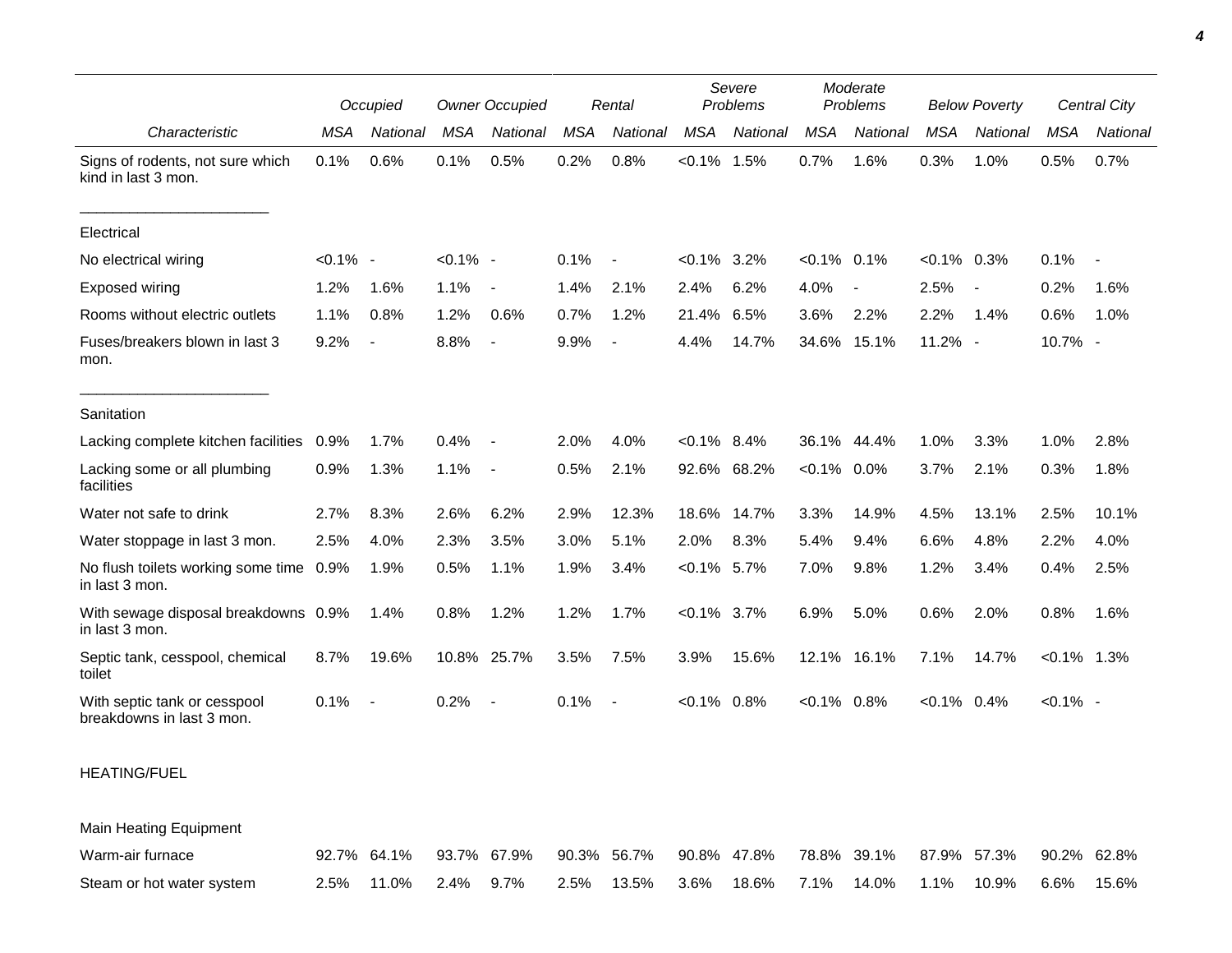| Characteristic | Occupied | | Owner Occupied | | Rental | | Severe Problems | | Moderate Problems | | Below Poverty | | Central City | |
|---|---|---|---|---|---|---|---|---|---|---|---|---|---|---|
| | MSA | National | MSA | National | MSA | National | MSA | National | MSA | National | MSA | National | MSA | National |
| Signs of rodents, not sure which kind in last 3 mon. | 0.1% | 0.6% | 0.1% | 0.5% | 0.2% | 0.8% | <0.1% | 1.5% | 0.7% | 1.6% | 0.3% | 1.0% | 0.5% | 0.7% |
| Electrical | | | | | | | | | | | | | | |
| No electrical wiring | <0.1% | - | <0.1% | - | 0.1% | - | <0.1% | 3.2% | <0.1% | 0.1% | <0.1% | 0.3% | 0.1% | - |
| Exposed wiring | 1.2% | 1.6% | 1.1% | - | 1.4% | 2.1% | 2.4% | 6.2% | 4.0% | - | 2.5% | - | 0.2% | 1.6% |
| Rooms without electric outlets | 1.1% | 0.8% | 1.2% | 0.6% | 0.7% | 1.2% | 21.4% | 6.5% | 3.6% | 2.2% | 2.2% | 1.4% | 0.6% | 1.0% |
| Fuses/breakers blown in last 3 mon. | 9.2% | - | 8.8% | - | 9.9% | - | 4.4% | 14.7% | 34.6% | 15.1% | 11.2% | - | 10.7% | - |
| Sanitation | | | | | | | | | | | | | | |
| Lacking complete kitchen facilities | 0.9% | 1.7% | 0.4% | - | 2.0% | 4.0% | <0.1% | 8.4% | 36.1% | 44.4% | 1.0% | 3.3% | 1.0% | 2.8% |
| Lacking some or all plumbing facilities | 0.9% | 1.3% | 1.1% | - | 0.5% | 2.1% | 92.6% | 68.2% | <0.1% | 0.0% | 3.7% | 2.1% | 0.3% | 1.8% |
| Water not safe to drink | 2.7% | 8.3% | 2.6% | 6.2% | 2.9% | 12.3% | 18.6% | 14.7% | 3.3% | 14.9% | 4.5% | 13.1% | 2.5% | 10.1% |
| Water stoppage in last 3 mon. | 2.5% | 4.0% | 2.3% | 3.5% | 3.0% | 5.1% | 2.0% | 8.3% | 5.4% | 9.4% | 6.6% | 4.8% | 2.2% | 4.0% |
| No flush toilets working some time in last 3 mon. | 0.9% | 1.9% | 0.5% | 1.1% | 1.9% | 3.4% | <0.1% | 5.7% | 7.0% | 9.8% | 1.2% | 3.4% | 0.4% | 2.5% |
| With sewage disposal breakdowns in last 3 mon. | 0.9% | 1.4% | 0.8% | 1.2% | 1.2% | 1.7% | <0.1% | 3.7% | 6.9% | 5.0% | 0.6% | 2.0% | 0.8% | 1.6% |
| Septic tank, cesspool, chemical toilet | 8.7% | 19.6% | 10.8% | 25.7% | 3.5% | 7.5% | 3.9% | 15.6% | 12.1% | 16.1% | 7.1% | 14.7% | <0.1% | 1.3% |
| With septic tank or cesspool breakdowns in last 3 mon. | 0.1% | - | 0.2% | - | 0.1% | - | <0.1% | 0.8% | <0.1% | 0.8% | <0.1% | 0.4% | <0.1% | - |
| HEATING/FUEL | | | | | | | | | | | | | | |
| Main Heating Equipment | | | | | | | | | | | | | | |
| Warm-air furnace | 92.7% | 64.1% | 93.7% | 67.9% | 90.3% | 56.7% | 90.8% | 47.8% | 78.8% | 39.1% | 87.9% | 57.3% | 90.2% | 62.8% |
| Steam or hot water system | 2.5% | 11.0% | 2.4% | 9.7% | 2.5% | 13.5% | 3.6% | 18.6% | 7.1% | 14.0% | 1.1% | 10.9% | 6.6% | 15.6% |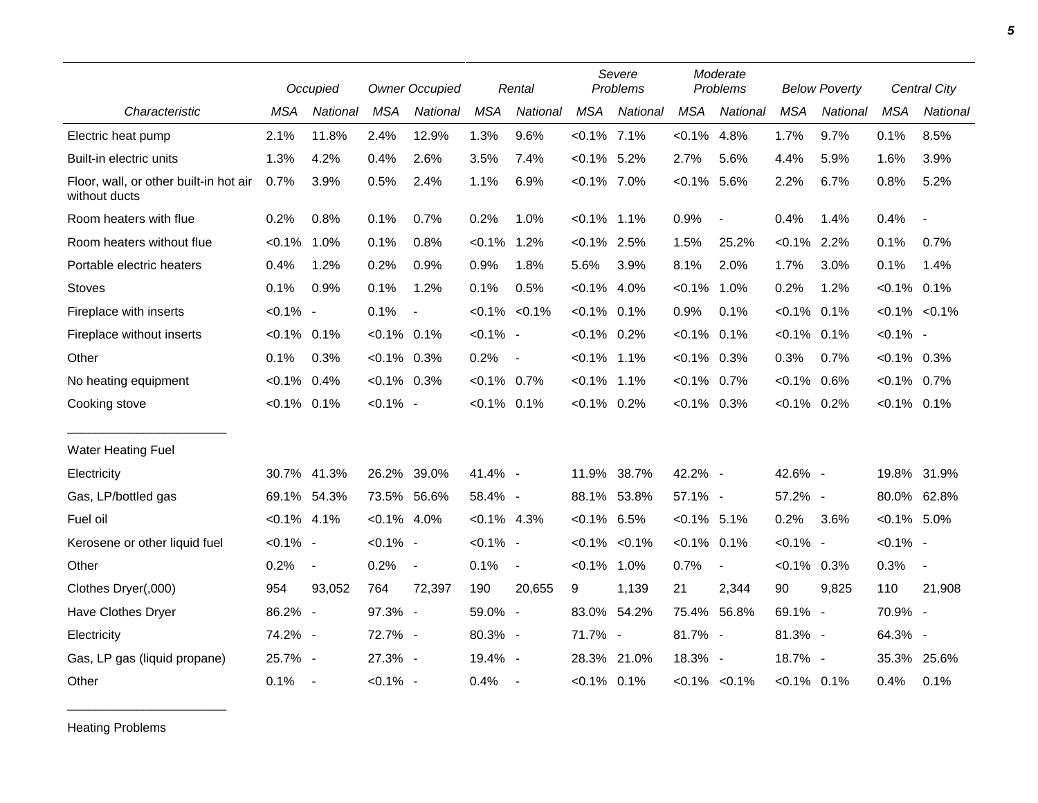| Characteristic | Occupied | | Owner Occupied | | Rental | | Severe Problems | | Moderate Problems | | Below Poverty | | Central City | |
|---|---|---|---|---|---|---|---|---|---|---|---|---|---|---|
| | MSA | National | MSA | National | MSA | National | MSA | National | MSA | National | MSA | National | MSA | National |
| Electric heat pump | 2.1% | 11.8% | 2.4% | 12.9% | 1.3% | 9.6% | <0.1% | 7.1% | <0.1% | 4.8% | 1.7% | 9.7% | 0.1% | 8.5% |
| Built-in electric units | 1.3% | 4.2% | 0.4% | 2.6% | 3.5% | 7.4% | <0.1% | 5.2% | 2.7% | 5.6% | 4.4% | 5.9% | 1.6% | 3.9% |
| Floor, wall, or other built-in hot air without ducts | 0.7% | 3.9% | 0.5% | 2.4% | 1.1% | 6.9% | <0.1% | 7.0% | <0.1% | 5.6% | 2.2% | 6.7% | 0.8% | 5.2% |
| Room heaters with flue | 0.2% | 0.8% | 0.1% | 0.7% | 0.2% | 1.0% | <0.1% | 1.1% | 0.9% | - | 0.4% | 1.4% | 0.4% | - |
| Room heaters without flue | <0.1% | 1.0% | 0.1% | 0.8% | <0.1% | 1.2% | <0.1% | 2.5% | 1.5% | 25.2% | <0.1% | 2.2% | 0.1% | 0.7% |
| Portable electric heaters | 0.4% | 1.2% | 0.2% | 0.9% | 0.9% | 1.8% | 5.6% | 3.9% | 8.1% | 2.0% | 1.7% | 3.0% | 0.1% | 1.4% |
| Stoves | 0.1% | 0.9% | 0.1% | 1.2% | 0.1% | 0.5% | <0.1% | 4.0% | <0.1% | 1.0% | 0.2% | 1.2% | <0.1% | 0.1% |
| Fireplace with inserts | <0.1% | - | 0.1% | - | <0.1% | <0.1% | <0.1% | 0.1% | 0.9% | 0.1% | <0.1% | 0.1% | <0.1% | <0.1% |
| Fireplace without inserts | <0.1% | 0.1% | <0.1% | 0.1% | <0.1% | - | <0.1% | 0.2% | <0.1% | 0.1% | <0.1% | 0.1% | <0.1% | - |
| Other | 0.1% | 0.3% | <0.1% | 0.3% | 0.2% | - | <0.1% | 1.1% | <0.1% | 0.3% | 0.3% | 0.7% | <0.1% | 0.3% |
| No heating equipment | <0.1% | 0.4% | <0.1% | 0.3% | <0.1% | 0.7% | <0.1% | 1.1% | <0.1% | 0.7% | <0.1% | 0.6% | <0.1% | 0.7% |
| Cooking stove | <0.1% | 0.1% | <0.1% | - | <0.1% | 0.1% | <0.1% | 0.2% | <0.1% | 0.3% | <0.1% | 0.2% | <0.1% | 0.1% |
| Water Heating Fuel | | | | | | | | | | | | | | |
| Electricity | 30.7% | 41.3% | 26.2% | 39.0% | 41.4% | - | 11.9% | 38.7% | 42.2% | - | 42.6% | - | 19.8% | 31.9% |
| Gas, LP/bottled gas | 69.1% | 54.3% | 73.5% | 56.6% | 58.4% | - | 88.1% | 53.8% | 57.1% | - | 57.2% | - | 80.0% | 62.8% |
| Fuel oil | <0.1% | 4.1% | <0.1% | 4.0% | <0.1% | 4.3% | <0.1% | 6.5% | <0.1% | 5.1% | 0.2% | 3.6% | <0.1% | 5.0% |
| Kerosene or other liquid fuel | <0.1% | - | <0.1% | - | <0.1% | - | <0.1% | <0.1% | <0.1% | 0.1% | <0.1% | - | <0.1% | - |
| Other | 0.2% | - | 0.2% | - | 0.1% | - | <0.1% | 1.0% | 0.7% | - | <0.1% | 0.3% | 0.3% | - |
| Clothes Dryer(,000) | 954 | 93,052 | 764 | 72,397 | 190 | 20,655 | 9 | 1,139 | 21 | 2,344 | 90 | 9,825 | 110 | 21,908 |
| Have Clothes Dryer | 86.2% | - | 97.3% | - | 59.0% | - | 83.0% | 54.2% | 75.4% | 56.8% | 69.1% | - | 70.9% | - |
| Electricity | 74.2% | - | 72.7% | - | 80.3% | - | 71.7% | - | 81.7% | - | 81.3% | - | 64.3% | - |
| Gas, LP gas (liquid propane) | 25.7% | - | 27.3% | - | 19.4% | - | 28.3% | 21.0% | 18.3% | - | 18.7% | - | 35.3% | 25.6% |
| Other | 0.1% | - | <0.1% | - | 0.4% | - | <0.1% | 0.1% | <0.1% | <0.1% | <0.1% | 0.1% | 0.4% | 0.1% |

Heating Problems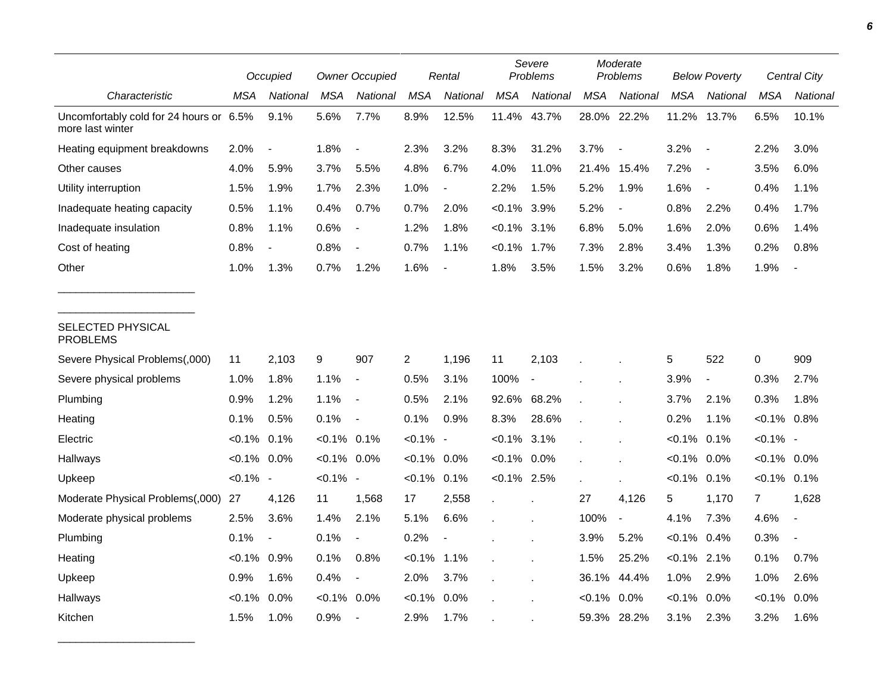| Characteristic | Occupied MSA | Occupied National | Owner Occupied MSA | Owner Occupied National | Rental MSA | Rental National | Severe Problems MSA | Severe Problems National | Moderate Problems MSA | Moderate Problems National | Below Poverty MSA | Below Poverty National | Central City MSA | Central City National |
|---|---|---|---|---|---|---|---|---|---|---|---|---|---|---|
| Uncomfortably cold for 24 hours or more last winter | 6.5% | 9.1% | 5.6% | 7.7% | 8.9% | 12.5% | 11.4% | 43.7% | 28.0% | 22.2% | 11.2% | 13.7% | 6.5% | 10.1% |
| Heating equipment breakdowns | 2.0% | - | 1.8% | - | 2.3% | 3.2% | 8.3% | 31.2% | 3.7% | - | 3.2% | - | 2.2% | 3.0% |
| Other causes | 4.0% | 5.9% | 3.7% | 5.5% | 4.8% | 6.7% | 4.0% | 11.0% | 21.4% | 15.4% | 7.2% | - | 3.5% | 6.0% |
| Utility interruption | 1.5% | 1.9% | 1.7% | 2.3% | 1.0% | - | 2.2% | 1.5% | 5.2% | 1.9% | 1.6% | - | 0.4% | 1.1% |
| Inadequate heating capacity | 0.5% | 1.1% | 0.4% | 0.7% | 0.7% | 2.0% | <0.1% | 3.9% | 5.2% | - | 0.8% | 2.2% | 0.4% | 1.7% |
| Inadequate insulation | 0.8% | 1.1% | 0.6% | - | 1.2% | 1.8% | <0.1% | 3.1% | 6.8% | 5.0% | 1.6% | 2.0% | 0.6% | 1.4% |
| Cost of heating | 0.8% | - | 0.8% | - | 0.7% | 1.1% | <0.1% | 1.7% | 7.3% | 2.8% | 3.4% | 1.3% | 0.2% | 0.8% |
| Other | 1.0% | 1.3% | 0.7% | 1.2% | 1.6% | - | 1.8% | 3.5% | 1.5% | 3.2% | 0.6% | 1.8% | 1.9% | - |
| SELECTED PHYSICAL PROBLEMS | | | | | | | | | | | | | | |
| Severe Physical Problems(,000) | 11 | 2,103 | 9 | 907 | 2 | 1,196 | 11 | 2,103 | . | . | 5 | 522 | 0 | 909 |
| Severe physical problems | 1.0% | 1.8% | 1.1% | - | 0.5% | 3.1% | 100% | - | . | . | 3.9% | - | 0.3% | 2.7% |
| Plumbing | 0.9% | 1.2% | 1.1% | - | 0.5% | 2.1% | 92.6% | 68.2% | . | . | 3.7% | 2.1% | 0.3% | 1.8% |
| Heating | 0.1% | 0.5% | 0.1% | - | 0.1% | 0.9% | 8.3% | 28.6% | . | . | 0.2% | 1.1% | <0.1% | 0.8% |
| Electric | <0.1% | 0.1% | <0.1% | 0.1% | <0.1% | - | <0.1% | 3.1% | . | . | <0.1% | 0.1% | <0.1% | - |
| Hallways | <0.1% | 0.0% | <0.1% | 0.0% | <0.1% | 0.0% | <0.1% | 0.0% | . | . | <0.1% | 0.0% | <0.1% | 0.0% |
| Upkeep | <0.1% | - | <0.1% | - | <0.1% | 0.1% | <0.1% | 2.5% | . | . | <0.1% | 0.1% | <0.1% | 0.1% |
| Moderate Physical Problems(,000) | 27 | 4,126 | 11 | 1,568 | 17 | 2,558 | . | . | 27 | 4,126 | 5 | 1,170 | 7 | 1,628 |
| Moderate physical problems | 2.5% | 3.6% | 1.4% | 2.1% | 5.1% | 6.6% | . | . | 100% | - | 4.1% | 7.3% | 4.6% | - |
| Plumbing | 0.1% | - | 0.1% | - | 0.2% | - | . | . | 3.9% | 5.2% | <0.1% | 0.4% | 0.3% | - |
| Heating | <0.1% | 0.9% | 0.1% | 0.8% | <0.1% | 1.1% | . | . | 1.5% | 25.2% | <0.1% | 2.1% | 0.1% | 0.7% |
| Upkeep | 0.9% | 1.6% | 0.4% | - | 2.0% | 3.7% | . | . | 36.1% | 44.4% | 1.0% | 2.9% | 1.0% | 2.6% |
| Hallways | <0.1% | 0.0% | <0.1% | 0.0% | <0.1% | 0.0% | . | . | <0.1% | 0.0% | <0.1% | 0.0% | <0.1% | 0.0% |
| Kitchen | 1.5% | 1.0% | 0.9% | - | 2.9% | 1.7% | . | . | 59.3% | 28.2% | 3.1% | 2.3% | 3.2% | 1.6% |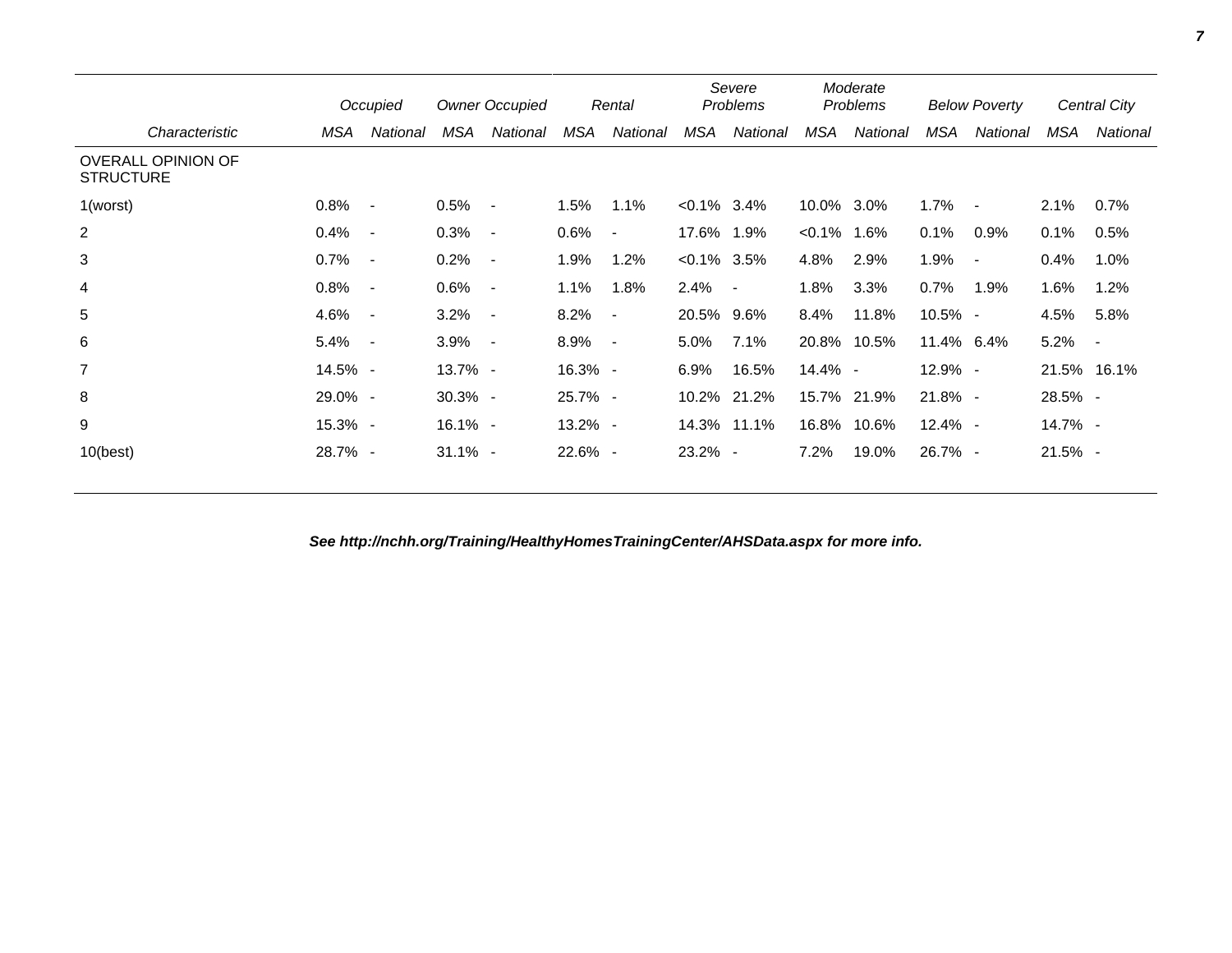| | Occupied | | Owner Occupied | | Rental | | Severe Problems | | Moderate Problems | | Below Poverty | | Central City | |
|---|---|---|---|---|---|---|---|---|---|---|---|---|---|---|
| Characteristic | MSA | National | MSA | National | MSA | National | MSA | National | MSA | National | MSA | National | MSA | National |
| OVERALL OPINION OF STRUCTURE | | | | | | | | | | | | | | |
| 1(worst) | 0.8% | - | 0.5% | - | 1.5% | 1.1% | <0.1% | 3.4% | 10.0% | 3.0% | 1.7% | - | 2.1% | 0.7% |
| 2 | 0.4% | - | 0.3% | - | 0.6% | - | 17.6% | 1.9% | <0.1% | 1.6% | 0.1% | 0.9% | 0.1% | 0.5% |
| 3 | 0.7% | - | 0.2% | - | 1.9% | 1.2% | <0.1% | 3.5% | 4.8% | 2.9% | 1.9% | - | 0.4% | 1.0% |
| 4 | 0.8% | - | 0.6% | - | 1.1% | 1.8% | 2.4% | - | 1.8% | 3.3% | 0.7% | 1.9% | 1.6% | 1.2% |
| 5 | 4.6% | - | 3.2% | - | 8.2% | - | 20.5% | 9.6% | 8.4% | 11.8% | 10.5% | - | 4.5% | 5.8% |
| 6 | 5.4% | - | 3.9% | - | 8.9% | - | 5.0% | 7.1% | 20.8% | 10.5% | 11.4% | 6.4% | 5.2% | - |
| 7 | 14.5% | - | 13.7% | - | 16.3% | - | 6.9% | 16.5% | 14.4% | - | 12.9% | - | 21.5% | 16.1% |
| 8 | 29.0% | - | 30.3% | - | 25.7% | - | 10.2% | 21.2% | 15.7% | 21.9% | 21.8% | - | 28.5% | - |
| 9 | 15.3% | - | 16.1% | - | 13.2% | - | 14.3% | 11.1% | 16.8% | 10.6% | 12.4% | - | 14.7% | - |
| 10(best) | 28.7% | - | 31.1% | - | 22.6% | - | 23.2% | - | 7.2% | 19.0% | 26.7% | - | 21.5% | - |

***See http://nchh.org/Training/HealthyHomesTrainingCenter/AHSData.aspx for more info.***